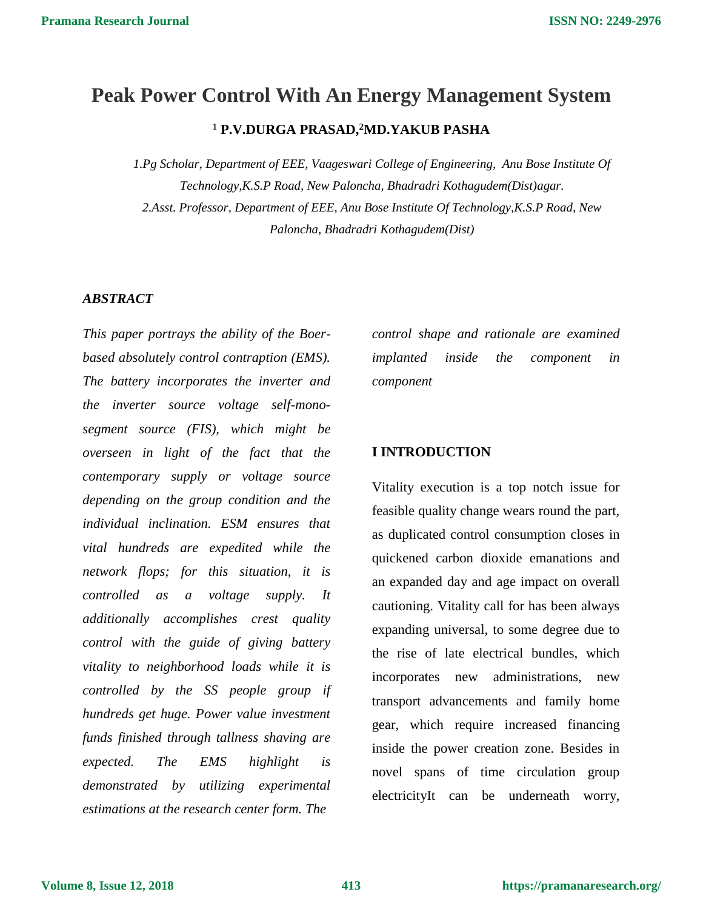# Peak Power Control With An Energy Management System

**[1] P.V.DURGA PRASAD,[2]MD.YAKUB PASHA**

*1.Pg Scholar, Department of EEE, Vaageswari College of Engineering, Anu Bose Institute Of Technology,K.S.P Road, New Paloncha, Bhadradri Kothagudem(Dist)agar.*

*2.Asst. Professor, Department of EEE, Anu Bose Institute Of Technology,K.S.P Road, New Paloncha, Bhadradri Kothagudem(Dist)*

### *ABSTRACT*

*This paper portrays the ability of the Boer-based absolutely control contraption (EMS). The battery incorporates the inverter and the inverter source voltage self-mono-segment source (FIS), which might be overseen in light of the fact that the contemporary supply or voltage source depending on the group condition and the individual inclination. ESM ensures that vital hundreds are expedited while the network flops; for this situation, it is controlled as a voltage supply. It additionally accomplishes crest quality control with the guide of giving battery vitality to neighborhood loads while it is controlled by the SS people group if hundreds get huge. Power value investment funds finished through tallness shaving are expected. The EMS highlight is demonstrated by utilizing experimental estimations at the research center form. The control shape and rationale are examined implanted inside the component in component*

## I INTRODUCTION

Vitality execution is a top notch issue for feasible quality change wears round the part, as duplicated control consumption closes in quickened carbon dioxide emanations and an expanded day and age impact on overall cautioning. Vitality call for has been always expanding universal, to some degree due to the rise of late electrical bundles, which incorporates new administrations, new transport advancements and family home gear, which require increased financing inside the power creation zone. Besides in novel spans of time circulation group electricityIt can be underneath worry,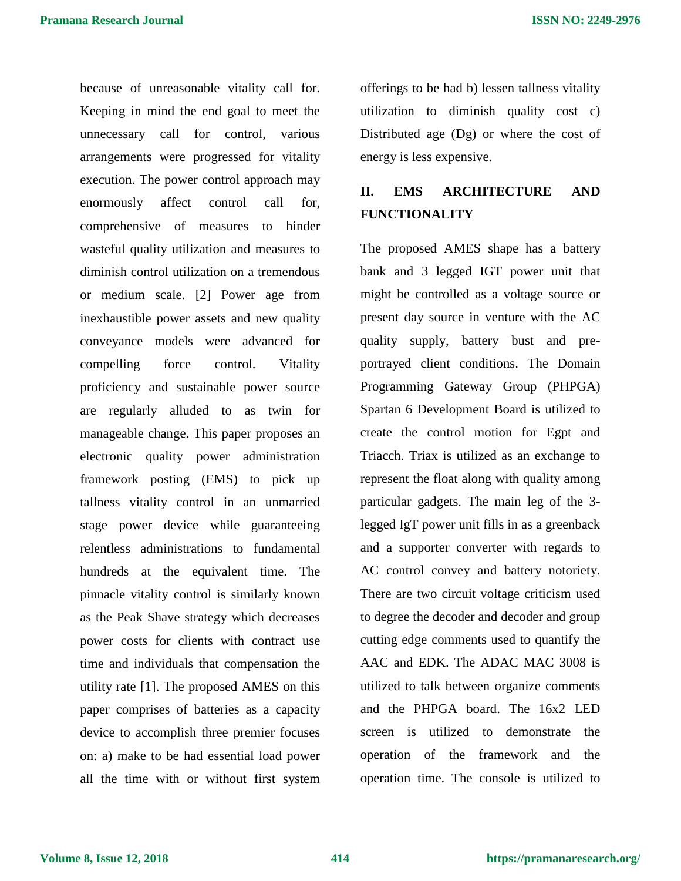because of unreasonable vitality call for. Keeping in mind the end goal to meet the unnecessary call for control, various arrangements were progressed for vitality execution. The power control approach may enormously affect control call for, comprehensive of measures to hinder wasteful quality utilization and measures to diminish control utilization on a tremendous or medium scale. [2] Power age from inexhaustible power assets and new quality conveyance models were advanced for compelling force control. Vitality proficiency and sustainable power source are regularly alluded to as twin for manageable change. This paper proposes an electronic quality power administration framework posting (EMS) to pick up tallness vitality control in an unmarried stage power device while guaranteeing relentless administrations to fundamental hundreds at the equivalent time. The pinnacle vitality control is similarly known as the Peak Shave strategy which decreases power costs for clients with contract use time and individuals that compensation the utility rate [1]. The proposed AMES on this paper comprises of batteries as a capacity device to accomplish three premier focuses on: a) make to be had essential load power all the time with or without first system offerings to be had b) lessen tallness vitality utilization to diminish quality cost c) Distributed age (Dg) or where the cost of energy is less expensive.

## II. EMS ARCHITECTURE AND FUNCTIONALITY

The proposed AMES shape has a battery bank and 3 legged IGT power unit that might be controlled as a voltage source or present day source in venture with the AC quality supply, battery bust and pre-portrayed client conditions. The Domain Programming Gateway Group (PHPGA) Spartan 6 Development Board is utilized to create the control motion for Egpt and Triacch. Triax is utilized as an exchange to represent the float along with quality among particular gadgets. The main leg of the 3-legged IgT power unit fills in as a greenback and a supporter converter with regards to AC control convey and battery notoriety. There are two circuit voltage criticism used to degree the decoder and decoder and group cutting edge comments used to quantify the AAC and EDK. The ADAC MAC 3008 is utilized to talk between organize comments and the PHPGA board. The 16x2 LED screen is utilized to demonstrate the operation of the framework and the operation time. The console is utilized to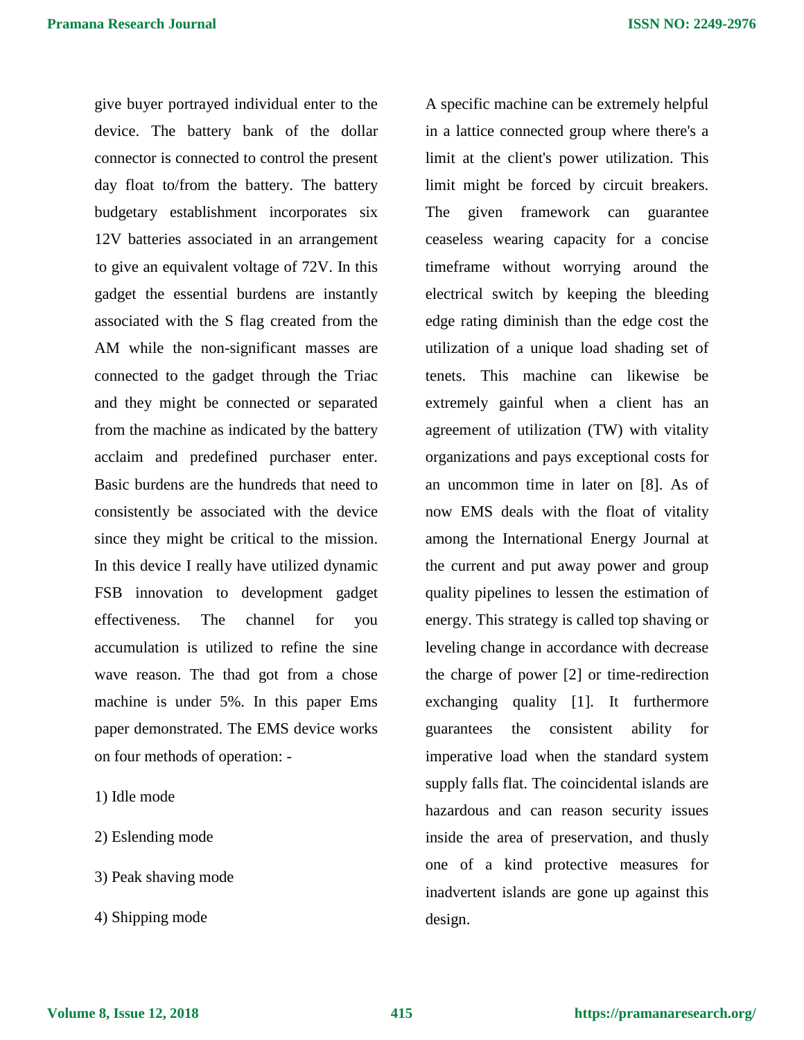give buyer portrayed individual enter to the device. The battery bank of the dollar connector is connected to control the present day float to/from the battery. The battery budgetary establishment incorporates six 12V batteries associated in an arrangement to give an equivalent voltage of 72V. In this gadget the essential burdens are instantly associated with the S flag created from the AM while the non-significant masses are connected to the gadget through the Triac and they might be connected or separated from the machine as indicated by the battery acclaim and predefined purchaser enter. Basic burdens are the hundreds that need to consistently be associated with the device since they might be critical to the mission. In this device I really have utilized dynamic FSB innovation to development gadget effectiveness. The channel for you accumulation is utilized to refine the sine wave reason. The thad got from a chose machine is under 5%. In this paper Ems paper demonstrated. The EMS device works on four methods of operation: -

1) Idle mode

2) Eslending mode

3) Peak shaving mode

4) Shipping mode

A specific machine can be extremely helpful in a lattice connected group where there's a limit at the client's power utilization. This limit might be forced by circuit breakers. The given framework can guarantee ceaseless wearing capacity for a concise timeframe without worrying around the electrical switch by keeping the bleeding edge rating diminish than the edge cost the utilization of a unique load shading set of tenets. This machine can likewise be extremely gainful when a client has an agreement of utilization (TW) with vitality organizations and pays exceptional costs for an uncommon time in later on [8]. As of now EMS deals with the float of vitality among the International Energy Journal at the current and put away power and group quality pipelines to lessen the estimation of energy. This strategy is called top shaving or leveling change in accordance with decrease the charge of power [2] or time-redirection exchanging quality [1]. It furthermore guarantees the consistent ability for imperative load when the standard system supply falls flat. The coincidental islands are hazardous and can reason security issues inside the area of preservation, and thusly one of a kind protective measures for inadvertent islands are gone up against this design.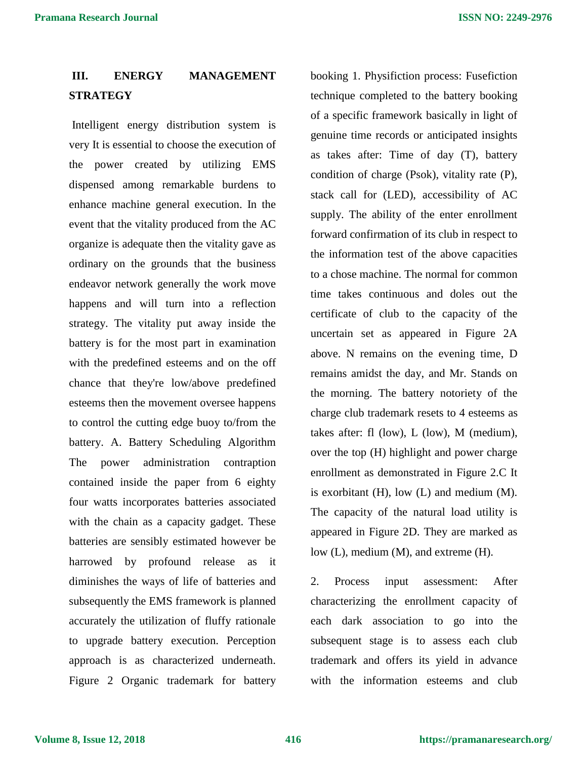## III. ENERGY MANAGEMENT STRATEGY

Intelligent energy distribution system is very It is essential to choose the execution of the power created by utilizing EMS dispensed among remarkable burdens to enhance machine general execution. In the event that the vitality produced from the AC organize is adequate then the vitality gave as ordinary on the grounds that the business endeavor network generally the work move happens and will turn into a reflection strategy. The vitality put away inside the battery is for the most part in examination with the predefined esteems and on the off chance that they're low/above predefined esteems then the movement oversee happens to control the cutting edge buoy to/from the battery. A. Battery Scheduling Algorithm The power administration contraption contained inside the paper from 6 eighty four watts incorporates batteries associated with the chain as a capacity gadget. These batteries are sensibly estimated however be harrowed by profound release as it diminishes the ways of life of batteries and subsequently the EMS framework is planned accurately the utilization of fluffy rationale to upgrade battery execution. Perception approach is as characterized underneath. Figure 2 Organic trademark for battery booking 1. Physifiction process: Fusefiction technique completed to the battery booking of a specific framework basically in light of genuine time records or anticipated insights as takes after: Time of day (T), battery condition of charge (Psok), vitality rate (P), stack call for (LED), accessibility of AC supply. The ability of the enter enrollment forward confirmation of its club in respect to the information test of the above capacities to a chose machine. The normal for common time takes continuous and doles out the certificate of club to the capacity of the uncertain set as appeared in Figure 2A above. N remains on the evening time, D remains amidst the day, and Mr. Stands on the morning. The battery notoriety of the charge club trademark resets to 4 esteems as takes after: fl (low), L (low), M (medium), over the top (H) highlight and power charge enrollment as demonstrated in Figure 2.C It is exorbitant (H), low (L) and medium (M). The capacity of the natural load utility is appeared in Figure 2D. They are marked as low (L), medium (M), and extreme (H).

2. Process input assessment: After characterizing the enrollment capacity of each dark association to go into the subsequent stage is to assess each club trademark and offers its yield in advance with the information esteems and club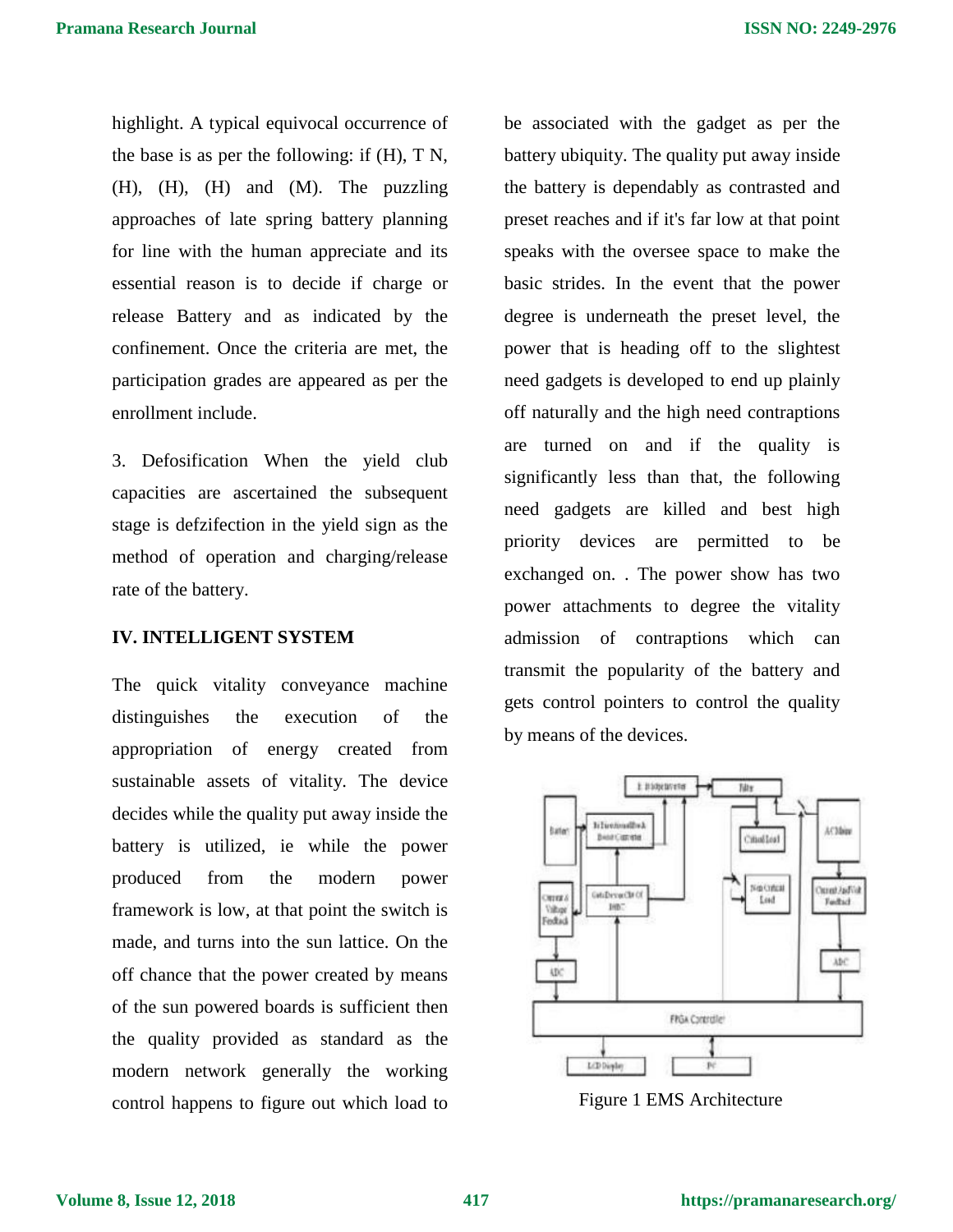highlight. A typical equivocal occurrence of the base is as per the following: if (H), T N, (H), (H), (H) and (M). The puzzling approaches of late spring battery planning for line with the human appreciate and its essential reason is to decide if charge or release Battery and as indicated by the confinement. Once the criteria are met, the participation grades are appeared as per the enrollment include.

3. Defosification When the yield club capacities are ascertained the subsequent stage is defzifection in the yield sign as the method of operation and charging/release rate of the battery.

## IV. INTELLIGENT SYSTEM

The quick vitality conveyance machine distinguishes the execution of the appropriation of energy created from sustainable assets of vitality. The device decides while the quality put away inside the battery is utilized, ie while the power produced from the modern power framework is low, at that point the switch is made, and turns into the sun lattice. On the off chance that the power created by means of the sun powered boards is sufficient then the quality provided as standard as the modern network generally the working control happens to figure out which load to be associated with the gadget as per the battery ubiquity. The quality put away inside the battery is dependably as contrasted and preset reaches and if it's far low at that point speaks with the oversee space to make the basic strides. In the event that the power degree is underneath the preset level, the power that is heading off to the slightest need gadgets is developed to end up plainly off naturally and the high need contraptions are turned on and if the quality is significantly less than that, the following need gadgets are killed and best high priority devices are permitted to be exchanged on. . The power show has two power attachments to degree the vitality admission of contraptions which can transmit the popularity of the battery and gets control pointers to control the quality by means of the devices.

Figure 1 EMS Architecture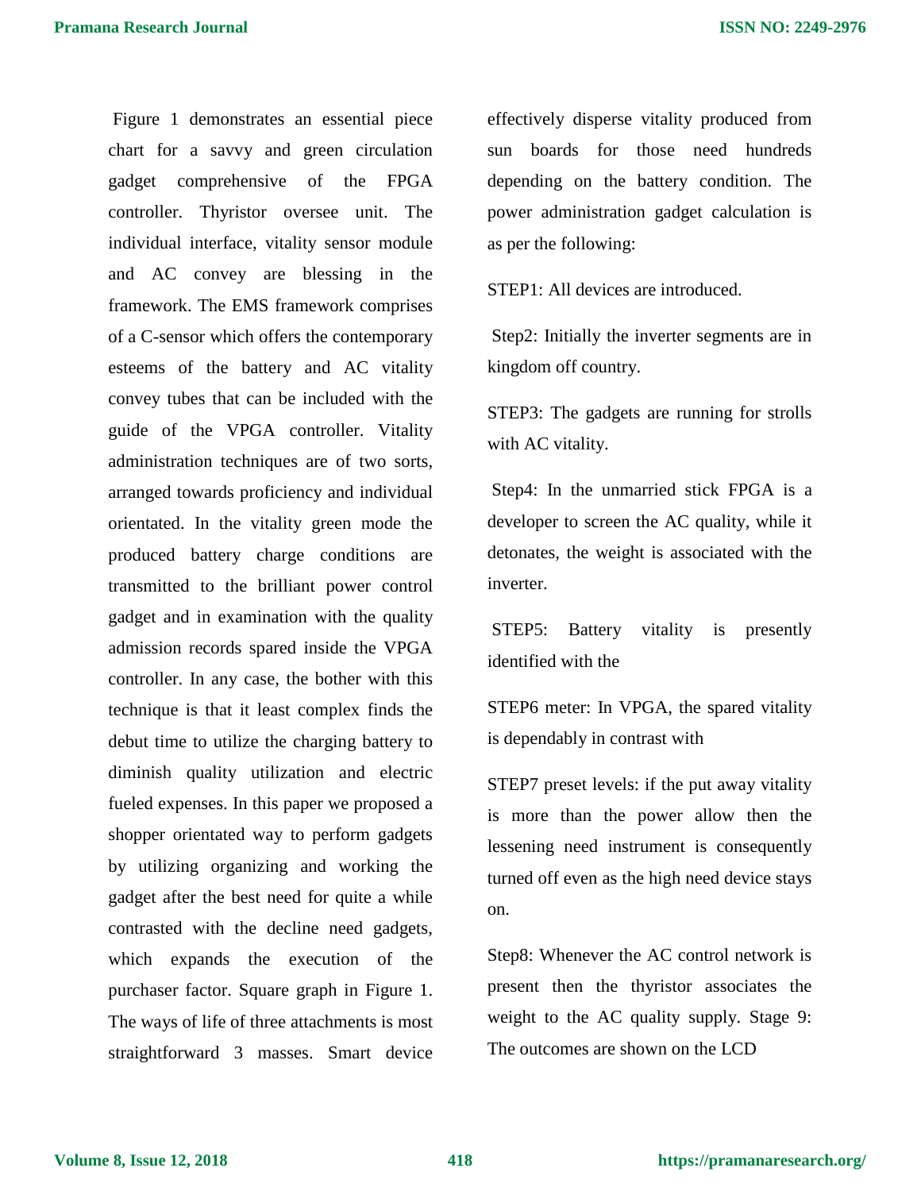Figure 1 demonstrates an essential piece chart for a savvy and green circulation gadget comprehensive of the FPGA controller. Thyristor oversee unit. The individual interface, vitality sensor module and AC convey are blessing in the framework. The EMS framework comprises of a C-sensor which offers the contemporary esteems of the battery and AC vitality convey tubes that can be included with the guide of the VPGA controller. Vitality administration techniques are of two sorts, arranged towards proficiency and individual orientated. In the vitality green mode the produced battery charge conditions are transmitted to the brilliant power control gadget and in examination with the quality admission records spared inside the VPGA controller. In any case, the bother with this technique is that it least complex finds the debut time to utilize the charging battery to diminish quality utilization and electric fueled expenses. In this paper we proposed a shopper orientated way to perform gadgets by utilizing organizing and working the gadget after the best need for quite a while contrasted with the decline need gadgets, which expands the execution of the purchaser factor. Square graph in Figure 1. The ways of life of three attachments is most straightforward 3 masses. Smart device effectively disperse vitality produced from sun boards for those need hundreds depending on the battery condition. The power administration gadget calculation is as per the following:

STEP1: All devices are introduced.

Step2: Initially the inverter segments are in kingdom off country.

STEP3: The gadgets are running for strolls with AC vitality.

Step4: In the unmarried stick FPGA is a developer to screen the AC quality, while it detonates, the weight is associated with the inverter.

STEP5: Battery vitality is presently identified with the

STEP6 meter: In VPGA, the spared vitality is dependably in contrast with

STEP7 preset levels: if the put away vitality is more than the power allow then the lessening need instrument is consequently turned off even as the high need device stays on.

Step8: Whenever the AC control network is present then the thyristor associates the weight to the AC quality supply. Stage 9: The outcomes are shown on the LCD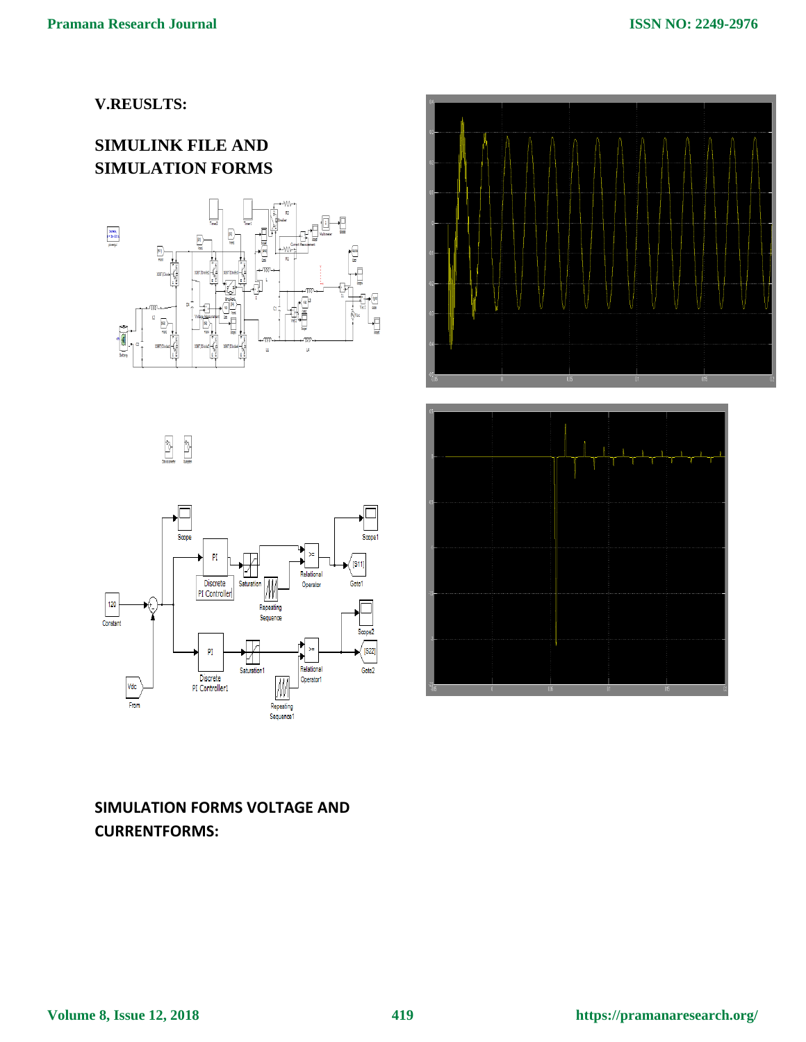## V.REUSLTS:

## SIMULINK FILE AND SIMULATION FORMS

## SIMULATION FORMS VOLTAGE AND CURRENTFORMS: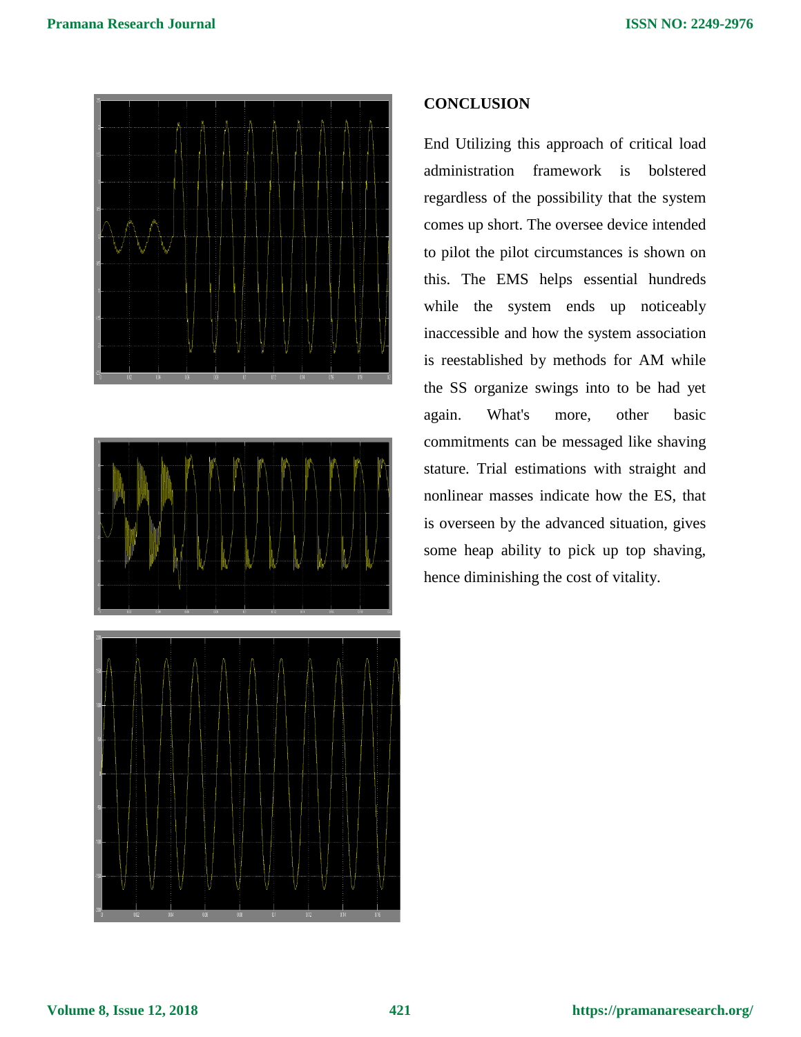## CONCLUSION

End Utilizing this approach of critical load administration framework is bolstered regardless of the possibility that the system comes up short. The oversee device intended to pilot the pilot circumstances is shown on this. The EMS helps essential hundreds while the system ends up noticeably inaccessible and how the system association is reestablished by methods for AM while the SS organize swings into to be had yet again. What's more, other basic commitments can be messaged like shaving stature. Trial estimations with straight and nonlinear masses indicate how the ES, that is overseen by the advanced situation, gives some heap ability to pick up top shaving, hence diminishing the cost of vitality.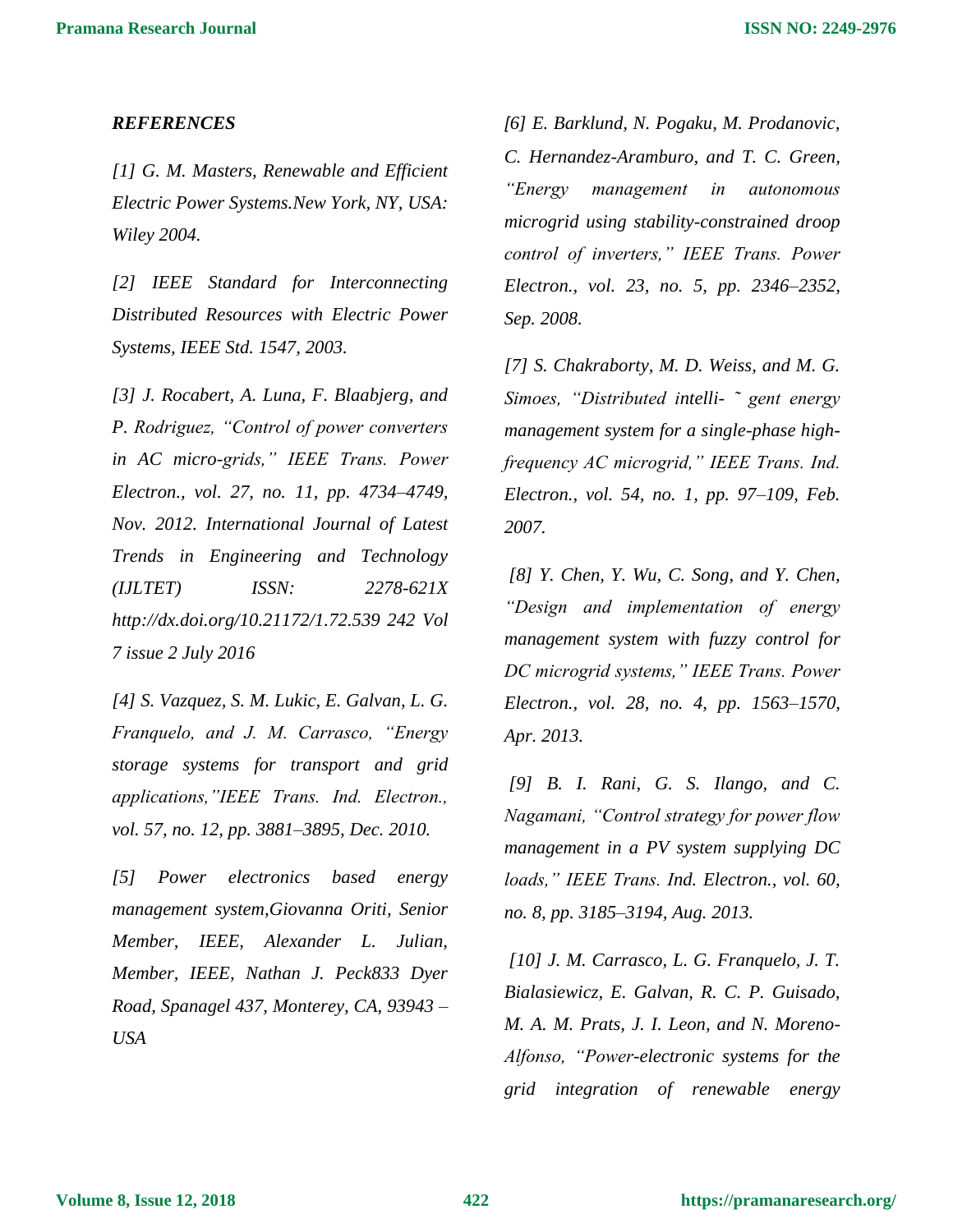***REFERENCES***

*[1] G. M. Masters, Renewable and Efficient Electric Power Systems.New York, NY, USA: Wiley 2004.*

*[2] IEEE Standard for Interconnecting Distributed Resources with Electric Power Systems, IEEE Std. 1547, 2003.*

*[3] J. Rocabert, A. Luna, F. Blaabjerg, and P. Rodriguez, "Control of power converters in AC micro-grids," IEEE Trans. Power Electron., vol. 27, no. 11, pp. 4734–4749, Nov. 2012. International Journal of Latest Trends in Engineering and Technology (IJLTET) ISSN: 2278-621X http://dx.doi.org/10.21172/1.72.539 242 Vol 7 issue 2 July 2016*

*[4] S. Vazquez, S. M. Lukic, E. Galvan, L. G. Franquelo, and J. M. Carrasco, "Energy storage systems for transport and grid applications,"IEEE Trans. Ind. Electron., vol. 57, no. 12, pp. 3881–3895, Dec. 2010.*

*[5] Power electronics based energy management system,Giovanna Oriti, Senior Member, IEEE, Alexander L. Julian, Member, IEEE, Nathan J. Peck833 Dyer Road, Spanagel 437, Monterey, CA, 93943 – USA*

*[6] E. Barklund, N. Pogaku, M. Prodanovic, C. Hernandez-Aramburo, and T. C. Green, "Energy management in autonomous microgrid using stability-constrained droop control of inverters," IEEE Trans. Power Electron., vol. 23, no. 5, pp. 2346–2352, Sep. 2008.*

*[7] S. Chakraborty, M. D. Weiss, and M. G. Simoes, "Distributed intelli- ˜ gent energy management system for a single-phase high-frequency AC microgrid," IEEE Trans. Ind. Electron., vol. 54, no. 1, pp. 97–109, Feb. 2007.*

*[8] Y. Chen, Y. Wu, C. Song, and Y. Chen, "Design and implementation of energy management system with fuzzy control for DC microgrid systems," IEEE Trans. Power Electron., vol. 28, no. 4, pp. 1563–1570, Apr. 2013.*

*[9] B. I. Rani, G. S. Ilango, and C. Nagamani, "Control strategy for power flow management in a PV system supplying DC loads," IEEE Trans. Ind. Electron., vol. 60, no. 8, pp. 3185–3194, Aug. 2013.*

*[10] J. M. Carrasco, L. G. Franquelo, J. T. Bialasiewicz, E. Galvan, R. C. P. Guisado, M. A. M. Prats, J. I. Leon, and N. Moreno-Alfonso, "Power-electronic systems for the grid integration of renewable energy*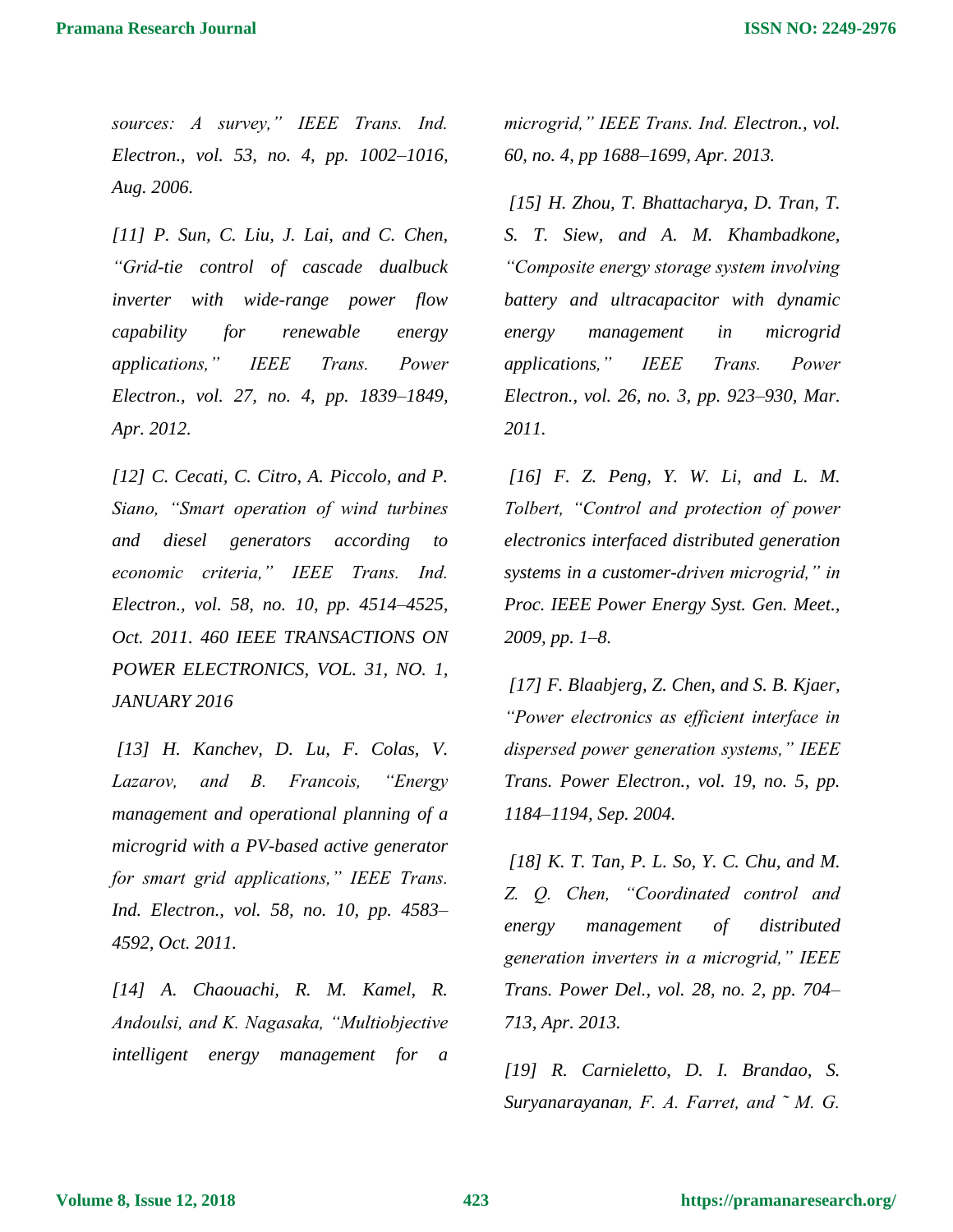*sources: A survey," IEEE Trans. Ind. Electron., vol. 53, no. 4, pp. 1002–1016, Aug. 2006.*

*[11] P. Sun, C. Liu, J. Lai, and C. Chen, "Grid-tie control of cascade dualbuck inverter with wide-range power flow capability for renewable energy applications," IEEE Trans. Power Electron., vol. 27, no. 4, pp. 1839–1849, Apr. 2012.*

*[12] C. Cecati, C. Citro, A. Piccolo, and P. Siano, "Smart operation of wind turbines and diesel generators according to economic criteria," IEEE Trans. Ind. Electron., vol. 58, no. 10, pp. 4514–4525, Oct. 2011. 460 IEEE TRANSACTIONS ON POWER ELECTRONICS, VOL. 31, NO. 1, JANUARY 2016*

*[13] H. Kanchev, D. Lu, F. Colas, V. Lazarov, and B. Francois, "Energy management and operational planning of a microgrid with a PV-based active generator for smart grid applications," IEEE Trans. Ind. Electron., vol. 58, no. 10, pp. 4583–4592, Oct. 2011.*

*[14] A. Chaouachi, R. M. Kamel, R. Andoulsi, and K. Nagasaka, "Multiobjective intelligent energy management for a microgrid," IEEE Trans. Ind. Electron., vol. 60, no. 4, pp 1688–1699, Apr. 2013.*

*[15] H. Zhou, T. Bhattacharya, D. Tran, T. S. T. Siew, and A. M. Khambadkone, "Composite energy storage system involving battery and ultracapacitor with dynamic energy management in microgrid applications," IEEE Trans. Power Electron., vol. 26, no. 3, pp. 923–930, Mar. 2011.*

*[16] F. Z. Peng, Y. W. Li, and L. M. Tolbert, "Control and protection of power electronics interfaced distributed generation systems in a customer-driven microgrid," in Proc. IEEE Power Energy Syst. Gen. Meet., 2009, pp. 1–8.*

*[17] F. Blaabjerg, Z. Chen, and S. B. Kjaer, "Power electronics as efficient interface in dispersed power generation systems," IEEE Trans. Power Electron., vol. 19, no. 5, pp. 1184–1194, Sep. 2004.*

*[18] K. T. Tan, P. L. So, Y. C. Chu, and M. Z. Q. Chen, "Coordinated control and energy management of distributed generation inverters in a microgrid," IEEE Trans. Power Del., vol. 28, no. 2, pp. 704–713, Apr. 2013.*

*[19] R. Carnieletto, D. I. Brandao, S. Suryanarayanan, F. A. Farret, and ˜ M. G.*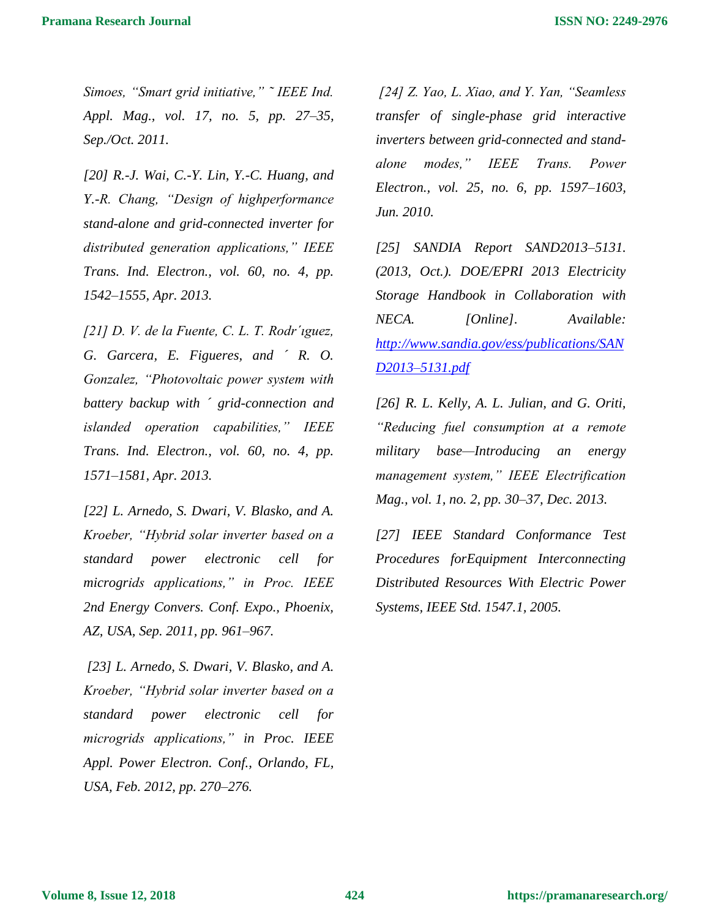*Simoes, "Smart grid initiative," ˜ IEEE Ind. Appl. Mag., vol. 17, no. 5, pp. 27–35, Sep./Oct. 2011.*

*[20] R.-J. Wai, C.-Y. Lin, Y.-C. Huang, and Y.-R. Chang, "Design of highperformance stand-alone and grid-connected inverter for distributed generation applications," IEEE Trans. Ind. Electron., vol. 60, no. 4, pp. 1542–1555, Apr. 2013.*

*[21] D. V. de la Fuente, C. L. T. Rodr´ıguez, G. Garcera, E. Figueres, and ´ R. O. Gonzalez, "Photovoltaic power system with battery backup with ´ grid-connection and islanded operation capabilities," IEEE Trans. Ind. Electron., vol. 60, no. 4, pp. 1571–1581, Apr. 2013.*

*[22] L. Arnedo, S. Dwari, V. Blasko, and A. Kroeber, "Hybrid solar inverter based on a standard power electronic cell for microgrids applications," in Proc. IEEE 2nd Energy Convers. Conf. Expo., Phoenix, AZ, USA, Sep. 2011, pp. 961–967.*

*[23] L. Arnedo, S. Dwari, V. Blasko, and A. Kroeber, "Hybrid solar inverter based on a standard power electronic cell for microgrids applications," in Proc. IEEE Appl. Power Electron. Conf., Orlando, FL, USA, Feb. 2012, pp. 270–276.*

*[24] Z. Yao, L. Xiao, and Y. Yan, "Seamless transfer of single-phase grid interactive inverters between grid-connected and stand-alone modes," IEEE Trans. Power Electron., vol. 25, no. 6, pp. 1597–1603, Jun. 2010.*

*[25] SANDIA Report SAND2013–5131. (2013, Oct.). DOE/EPRI 2013 Electricity Storage Handbook in Collaboration with NECA. [Online]. Available: [http://www.sandia.gov/ess/publications/SAND2013–5131.pdf](http://www.sandia.gov/ess/publications/SAND2013–5131.pdf)*

*[26] R. L. Kelly, A. L. Julian, and G. Oriti, "Reducing fuel consumption at a remote military base—Introducing an energy management system," IEEE Electrification Mag., vol. 1, no. 2, pp. 30–37, Dec. 2013.*

*[27] IEEE Standard Conformance Test Procedures forEquipment Interconnecting Distributed Resources With Electric Power Systems, IEEE Std. 1547.1, 2005.*